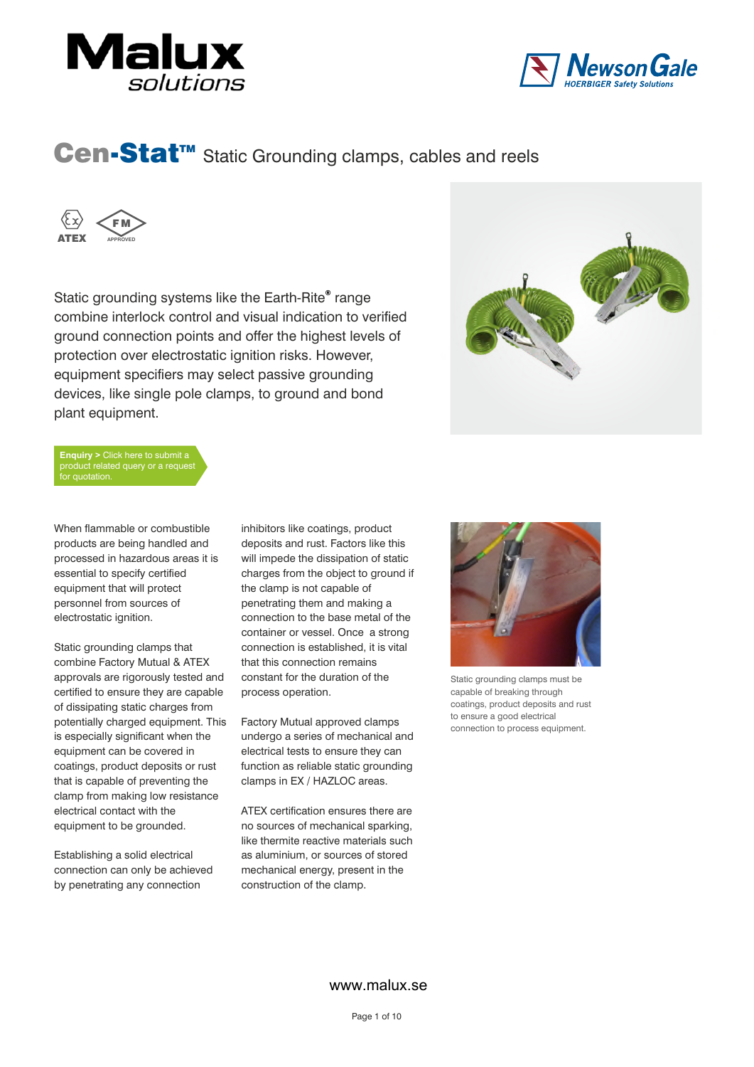# Cen-Stat™ Static Grounding clamps, cables and reels

ATEX

FM APPROVED

Static grounding systems like the Earth-Rite® range combine interlock control and visual indication to verified ground connection points and offer the highest levels of protection over electrostatic ignition risks. However, equipment specifiers may select passive grounding devices, like single pole clamps, to ground and bond plant equipment.

**Enquiry >** Click here to submit a product related query or a request for quotation.

When flammable or combustible products are being handled and processed in hazardous areas it is essential to specify certified equipment that will protect personnel from sources of electrostatic ignition.

Static grounding clamps that combine Factory Mutual & ATEX approvals are rigorously tested and certified to ensure they are capable of dissipating static charges from potentially charged equipment. This is especially significant when the equipment can be covered in coatings, product deposits or rust that is capable of preventing the clamp from making low resistance electrical contact with the equipment to be grounded.

Establishing a solid electrical connection can only be achieved by penetrating any connection inhibitors like coatings, product deposits and rust. Factors like this will impede the dissipation of static charges from the object to ground if the clamp is not capable of penetrating them and making a connection to the base metal of the container or vessel. Once a strong connection is established, it is vital that this connection remains constant for the duration of the process operation.

Factory Mutual approved clamps undergo a series of mechanical and electrical tests to ensure they can function as reliable static grounding clamps in EX / HAZLOC areas.

ATEX certification ensures there are no sources of mechanical sparking, like thermite reactive materials such as aluminium, or sources of stored mechanical energy, present in the construction of the clamp.

Static grounding clamps must be capable of breaking through coatings, product deposits and rust to ensure a good electrical connection to process equipment.

www.malux.se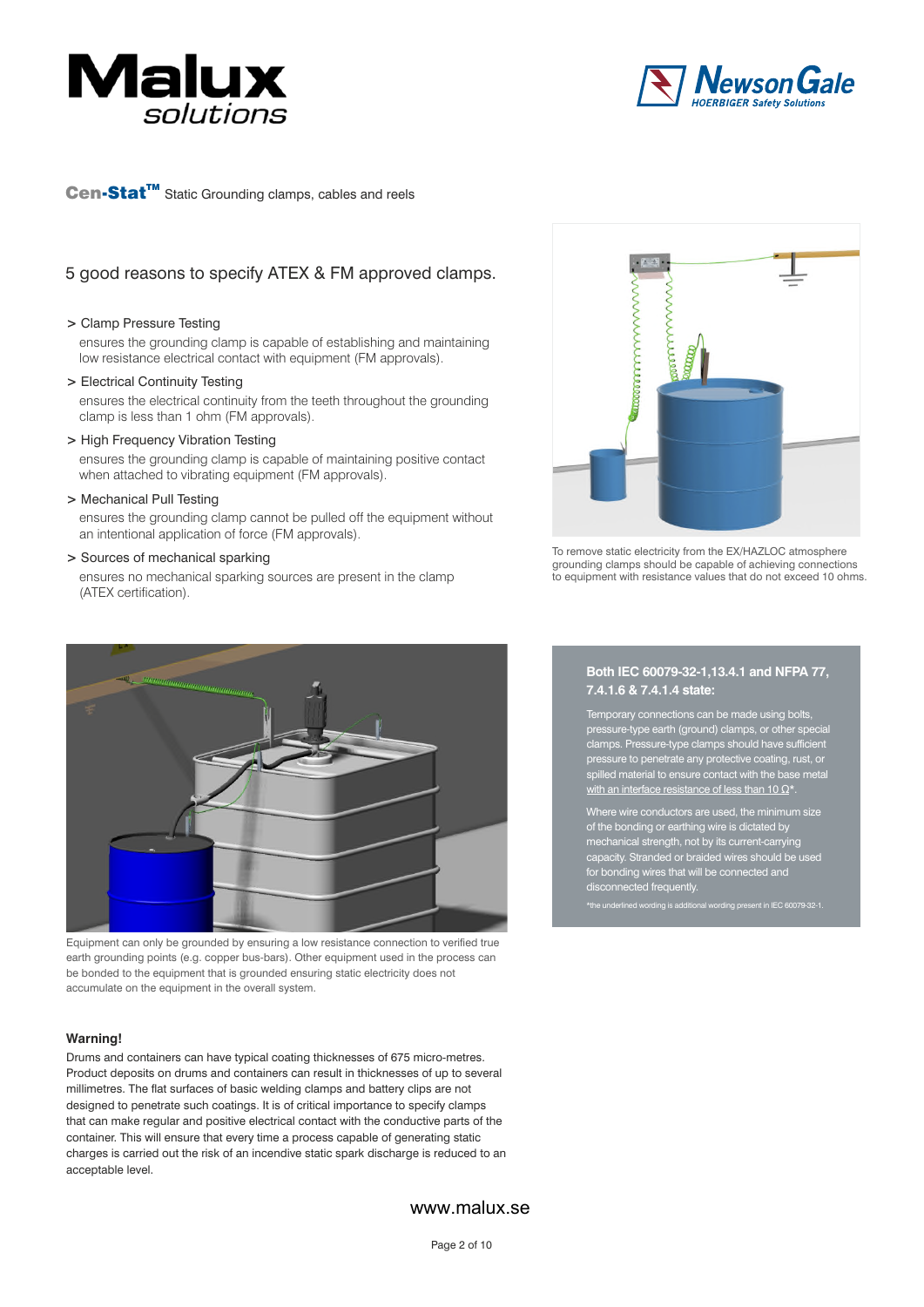**Cen-Stat™** Static Grounding clamps, cables and reels

## 5 good reasons to specify ATEX & FM approved clamps.

> Clamp Pressure Testing

ensures the grounding clamp is capable of establishing and maintaining low resistance electrical contact with equipment (FM approvals).

> Electrical Continuity Testing

ensures the electrical continuity from the teeth throughout the grounding clamp is less than 1 ohm (FM approvals).

> High Frequency Vibration Testing

ensures the grounding clamp is capable of maintaining positive contact when attached to vibrating equipment (FM approvals).

> Mechanical Pull Testing

ensures the grounding clamp cannot be pulled off the equipment without an intentional application of force (FM approvals).

> Sources of mechanical sparking

ensures no mechanical sparking sources are present in the clamp (ATEX certification).

To remove static electricity from the EX/HAZLOC atmosphere grounding clamps should be capable of achieving connections to equipment with resistance values that do not exceed 10 ohms.

Equipment can only be grounded by ensuring a low resistance connection to verified true earth grounding points (e.g. copper bus-bars). Other equipment used in the process can be bonded to the equipment that is grounded ensuring static electricity does not accumulate on the equipment in the overall system.

### Both IEC 60079-32-1,13.4.1 and NFPA 77, 7.4.1.6 & 7.4.1.4 state:

Temporary connections can be made using bolts, pressure-type earth (ground) clamps, or other special clamps. Pressure-type clamps should have sufficient pressure to penetrate any protective coating, rust, or spilled material to ensure contact with the base metal with an interface resistance of less than 10 Ω*.

Where wire conductors are used, the minimum size of the bonding or earthing wire is dictated by mechanical strength, not by its current-carrying capacity. Stranded or braided wires should be used for bonding wires that will be connected and disconnected frequently.

*the underlined wording is additional wording present in IEC 60079-32-1.

### Warning!

Drums and containers can have typical coating thicknesses of 675 micro-metres. Product deposits on drums and containers can result in thicknesses of up to several millimetres. The flat surfaces of basic welding clamps and battery clips are not designed to penetrate such coatings. It is of critical importance to specify clamps that can make regular and positive electrical contact with the conductive parts of the container. This will ensure that every time a process capable of generating static charges is carried out the risk of an incendive static spark discharge is reduced to an acceptable level.

www.malux.se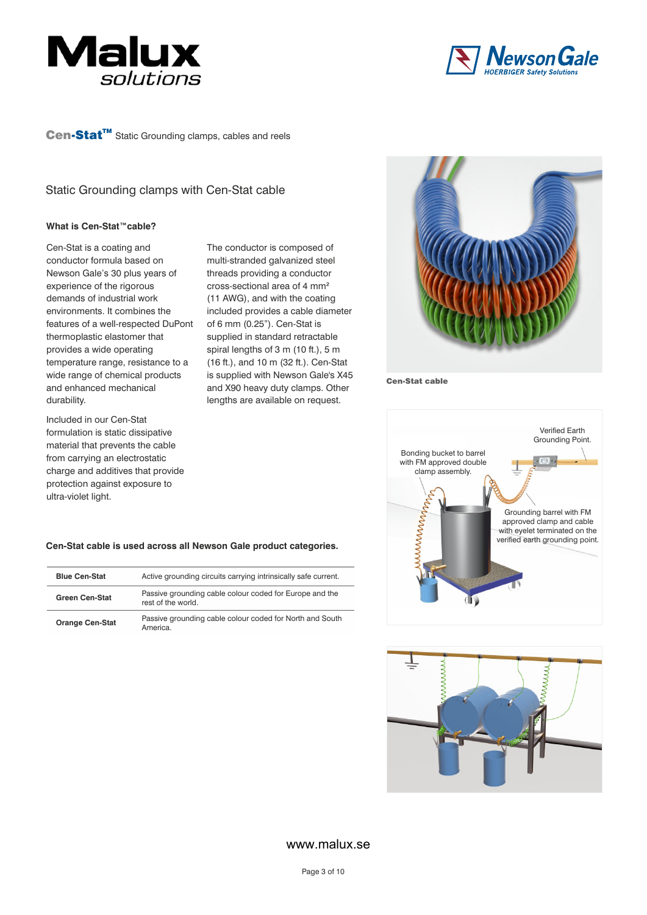**Cen-Stat™** Static Grounding clamps, cables and reels

## Static Grounding clamps with Cen-Stat cable

### What is Cen-Stat™cable?

Cen-Stat is a coating and conductor formula based on Newson Gale's 30 plus years of experience of the rigorous demands of industrial work environments. It combines the features of a well-respected DuPont thermoplastic elastomer that provides a wide operating temperature range, resistance to a wide range of chemical products and enhanced mechanical durability.

Included in our Cen-Stat formulation is static dissipative material that prevents the cable from carrying an electrostatic charge and additives that provide protection against exposure to ultra-violet light.

The conductor is composed of multi-stranded galvanized steel threads providing a conductor cross-sectional area of 4 mm² (11 AWG), and with the coating included provides a cable diameter of 6 mm (0.25"). Cen-Stat is supplied in standard retractable spiral lengths of 3 m (10 ft.), 5 m (16 ft.), and 10 m (32 ft.). Cen-Stat is supplied with Newson Gale's X45 and X90 heavy duty clamps. Other lengths are available on request.

**Cen-Stat cable**

Verified Earth Grounding Point.

Bonding bucket to barrel with FM approved double clamp assembly.

Grounding barrel with FM approved clamp and cable with eyelet terminated on the verified earth grounding point.

**Cen-Stat cable is used across all Newson Gale product categories.**

| | |
|---|---|
| **Blue Cen-Stat** | Active grounding circuits carrying intrinsically safe current. |
| **Green Cen-Stat** | Passive grounding cable colour coded for Europe and the rest of the world. |
| **Orange Cen-Stat** | Passive grounding cable colour coded for North and South America. |

www.malux.se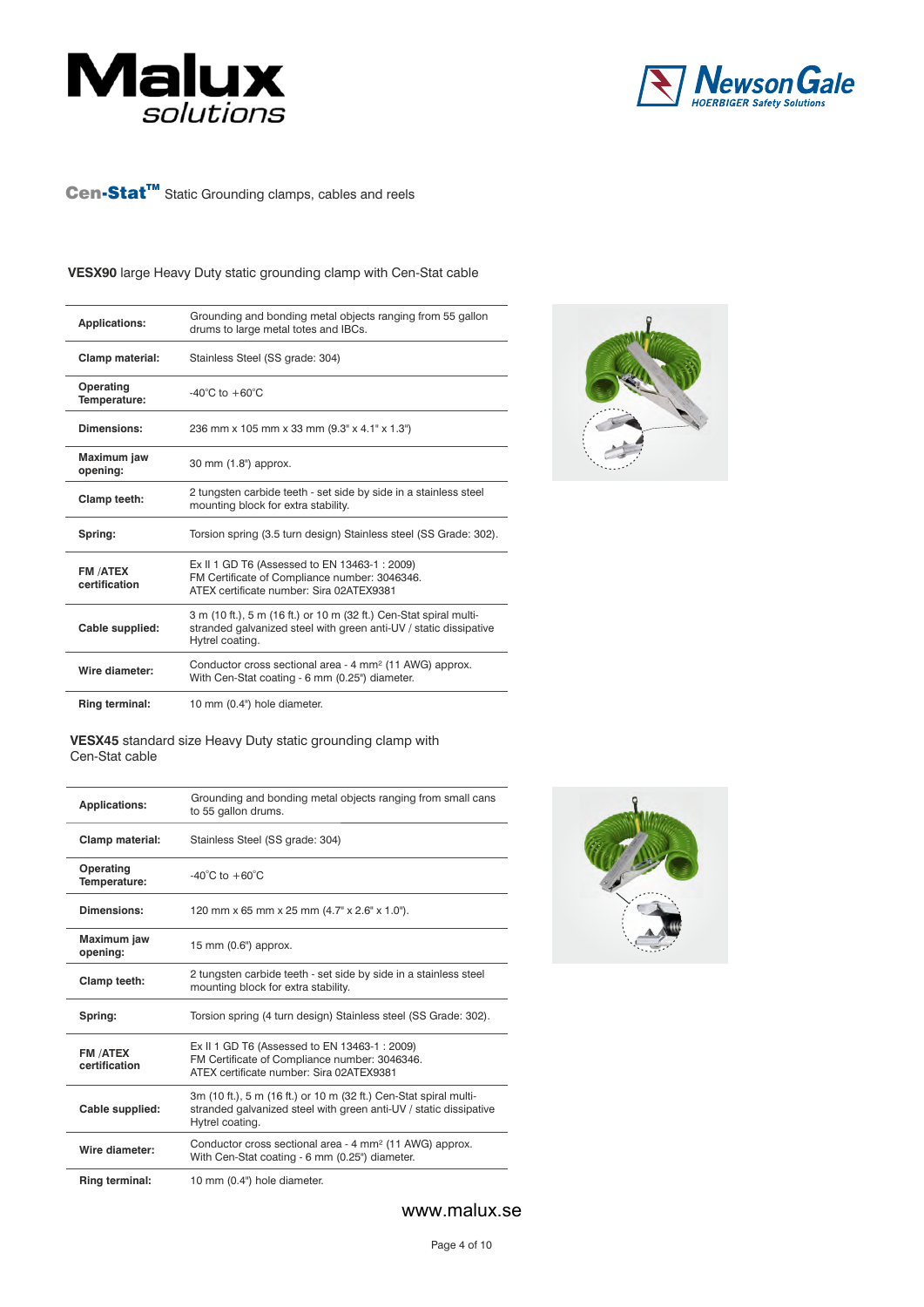Malux solutions

NewsonGale HOERBIGER Safety Solutions

**Cen-Stat™** Static Grounding clamps, cables and reels

**VESX90** large Heavy Duty static grounding clamp with Cen-Stat cable

| | |
|---|---|
| **Applications:** | Grounding and bonding metal objects ranging from 55 gallon drums to large metal totes and IBCs. |
| **Clamp material:** | Stainless Steel (SS grade: 304) |
| **Operating Temperature:** | -40˚C to +60˚C |
| **Dimensions:** | 236 mm x 105 mm x 33 mm (9.3" x 4.1" x 1.3") |
| **Maximum jaw opening:** | 30 mm (1.8") approx. |
| **Clamp teeth:** | 2 tungsten carbide teeth - set side by side in a stainless steel mounting block for extra stability. |
| **Spring:** | Torsion spring (3.5 turn design) Stainless steel (SS Grade: 302). |
| **FM /ATEX certification** | Ex II 1 GD T6 (Assessed to EN 13463-1 : 2009)<br>FM Certificate of Compliance number: 3046346.<br>ATEX certificate number: Sira 02ATEX9381 |
| **Cable supplied:** | 3 m (10 ft.), 5 m (16 ft.) or 10 m (32 ft.) Cen-Stat spiral multi-stranded galvanized steel with green anti-UV / static dissipative Hytrel coating. |
| **Wire diameter:** | Conductor cross sectional area - 4 mm² (11 AWG) approx.<br>With Cen-Stat coating - 6 mm (0.25") diameter. |
| **Ring terminal:** | 10 mm (0.4") hole diameter. |

**VESX45** standard size Heavy Duty static grounding clamp with Cen-Stat cable

| | |
|---|---|
| **Applications:** | Grounding and bonding metal objects ranging from small cans to 55 gallon drums. |
| **Clamp material:** | Stainless Steel (SS grade: 304) |
| **Operating Temperature:** | -40˚C to +60˚C |
| **Dimensions:** | 120 mm x 65 mm x 25 mm (4.7" x 2.6" x 1.0"). |
| **Maximum jaw opening:** | 15 mm (0.6") approx. |
| **Clamp teeth:** | 2 tungsten carbide teeth - set side by side in a stainless steel mounting block for extra stability. |
| **Spring:** | Torsion spring (4 turn design) Stainless steel (SS Grade: 302). |
| **FM /ATEX certification** | Ex II 1 GD T6 (Assessed to EN 13463-1 : 2009)<br>FM Certificate of Compliance number: 3046346.<br>ATEX certificate number: Sira 02ATEX9381 |
| **Cable supplied:** | 3m (10 ft.), 5 m (16 ft.) or 10 m (32 ft.) Cen-Stat spiral multi-stranded galvanized steel with green anti-UV / static dissipative Hytrel coating. |
| **Wire diameter:** | Conductor cross sectional area - 4 mm² (11 AWG) approx.<br>With Cen-Stat coating - 6 mm (0.25") diameter. |
| **Ring terminal:** | 10 mm (0.4") hole diameter. |

www.malux.se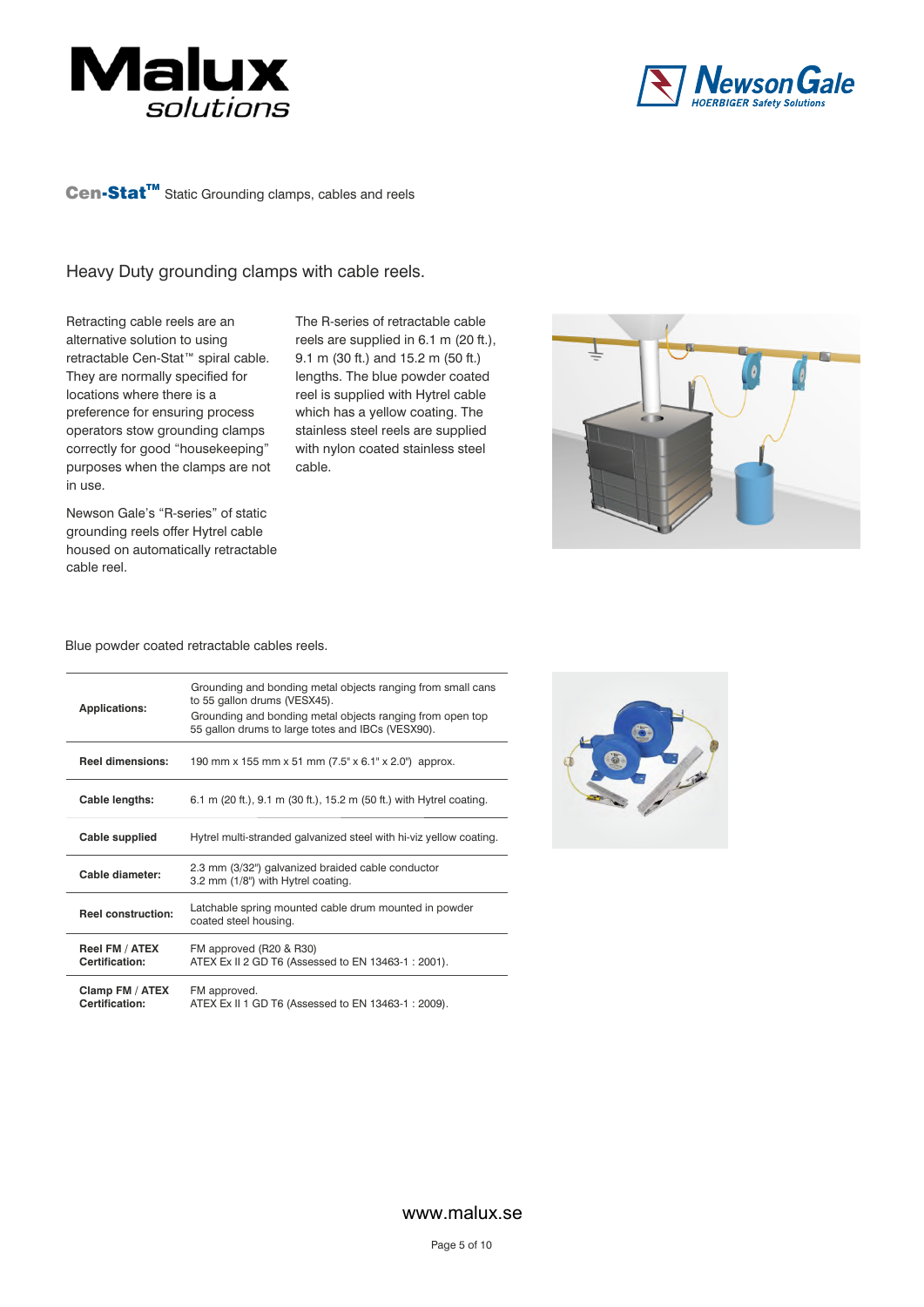**Cen-Stat™** Static Grounding clamps, cables and reels

## Heavy Duty grounding clamps with cable reels.

Retracting cable reels are an alternative solution to using retractable Cen-Stat™ spiral cable. They are normally specified for locations where there is a preference for ensuring process operators stow grounding clamps correctly for good "housekeeping" purposes when the clamps are not in use.

Newson Gale's "R-series" of static grounding reels offer Hytrel cable housed on automatically retractable cable reel.

The R-series of retractable cable reels are supplied in 6.1 m (20 ft.), 9.1 m (30 ft.) and 15.2 m (50 ft.) lengths. The blue powder coated reel is supplied with Hytrel cable which has a yellow coating. The stainless steel reels are supplied with nylon coated stainless steel cable.

Blue powder coated retractable cables reels.

| | |
|---|---|
| **Applications:** | Grounding and bonding metal objects ranging from small cans to 55 gallon drums (VESX45). Grounding and bonding metal objects ranging from open top 55 gallon drums to large totes and IBCs (VESX90). |
| **Reel dimensions:** | 190 mm x 155 mm x 51 mm (7.5" x 6.1" x 2.0") approx. |
| **Cable lengths:** | 6.1 m (20 ft.), 9.1 m (30 ft.), 15.2 m (50 ft.) with Hytrel coating. |
| **Cable supplied** | Hytrel multi-stranded galvanized steel with hi-viz yellow coating. |
| **Cable diameter:** | 2.3 mm (3/32") galvanized braided cable conductor<br>3.2 mm (1/8") with Hytrel coating. |
| **Reel construction:** | Latchable spring mounted cable drum mounted in powder coated steel housing. |
| **Reel FM / ATEX Certification:** | FM approved (R20 & R30)<br>ATEX Ex II 2 GD T6 (Assessed to EN 13463-1 : 2001). |
| **Clamp FM / ATEX Certification:** | FM approved.<br>ATEX Ex II 1 GD T6 (Assessed to EN 13463-1 : 2009). |

www.malux.se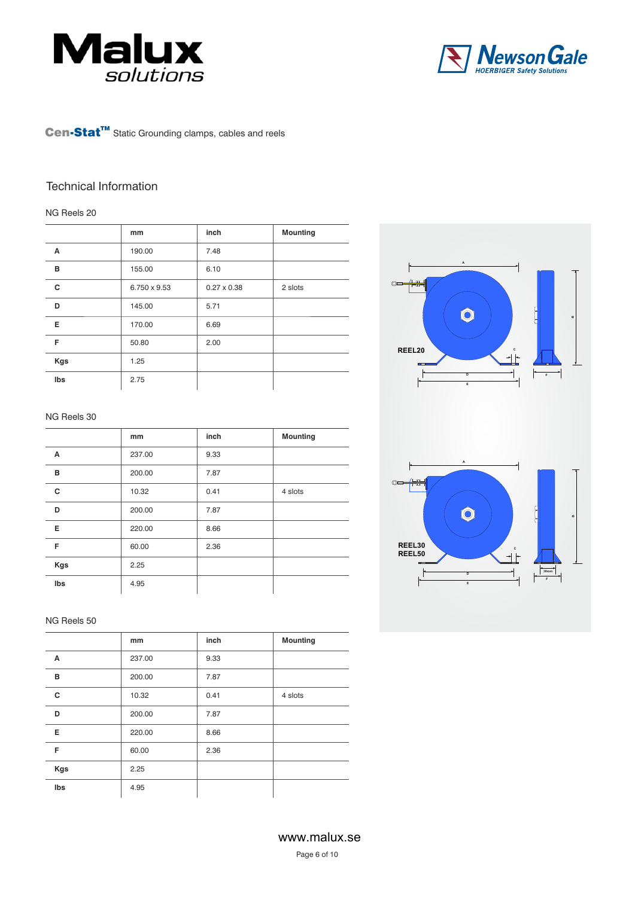**Cen-Stat™** Static Grounding clamps, cables and reels

## Technical Information

### NG Reels 20

| | mm | inch | Mounting |
|---|---|---|---|
| **A** | 190.00 | 7.48 | |
| **B** | 155.00 | 6.10 | |
| **C** | 6.750 x 9.53 | 0.27 x 0.38 | 2 slots |
| **D** | 145.00 | 5.71 | |
| **E** | 170.00 | 6.69 | |
| **F** | 50.80 | 2.00 | |
| **Kgs** | 1.25 | | |
| **lbs** | 2.75 | | |

### NG Reels 30

| | mm | inch | Mounting |
|---|---|---|---|
| **A** | 237.00 | 9.33 | |
| **B** | 200.00 | 7.87 | |
| **C** | 10.32 | 0.41 | 4 slots |
| **D** | 200.00 | 7.87 | |
| **E** | 220.00 | 8.66 | |
| **F** | 60.00 | 2.36 | |
| **Kgs** | 2.25 | | |
| **lbs** | 4.95 | | |

### NG Reels 50

| | mm | inch | Mounting |
|---|---|---|---|
| **A** | 237.00 | 9.33 | |
| **B** | 200.00 | 7.87 | |
| **C** | 10.32 | 0.41 | 4 slots |
| **D** | 200.00 | 7.87 | |
| **E** | 220.00 | 8.66 | |
| **F** | 60.00 | 2.36 | |
| **Kgs** | 2.25 | | |
| **lbs** | 4.95 | | |

www.malux.se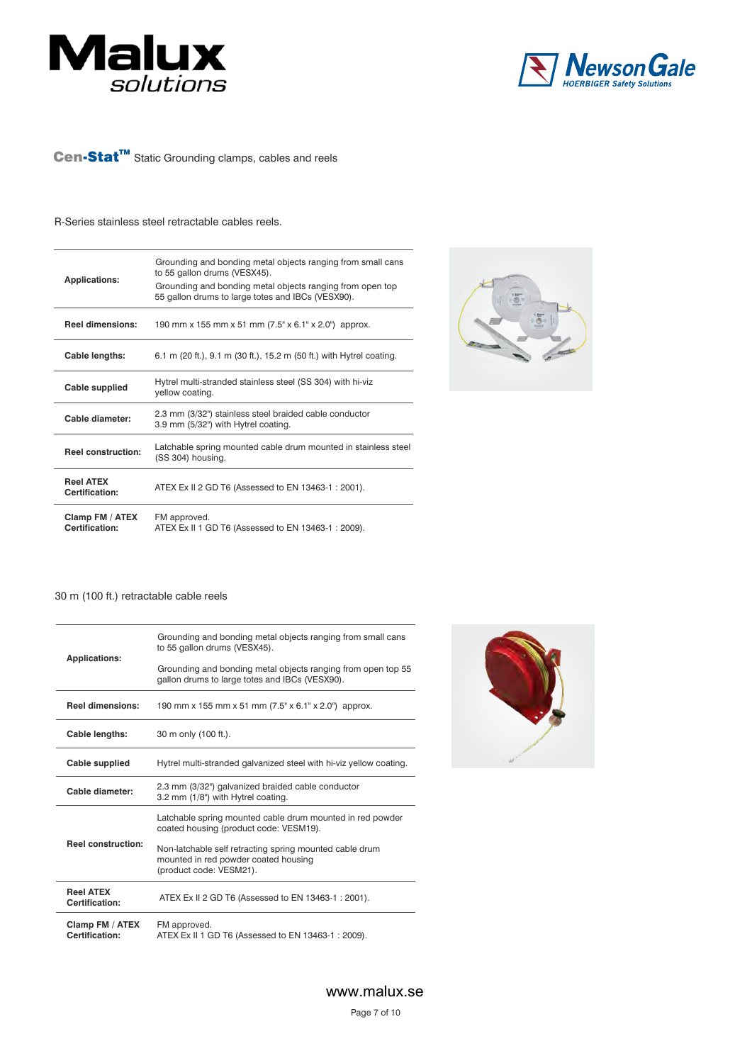**Cen-Stat™** Static Grounding clamps, cables and reels

R-Series stainless steel retractable cables reels.

| | |
|---|---|
| **Applications:** | Grounding and bonding metal objects ranging from small cans to 55 gallon drums (VESX45).<br>Grounding and bonding metal objects ranging from open top 55 gallon drums to large totes and IBCs (VESX90). |
| **Reel dimensions:** | 190 mm x 155 mm x 51 mm (7.5" x 6.1" x 2.0") approx. |
| **Cable lengths:** | 6.1 m (20 ft.), 9.1 m (30 ft.), 15.2 m (50 ft.) with Hytrel coating. |
| **Cable supplied** | Hytrel multi-stranded stainless steel (SS 304) with hi-viz yellow coating. |
| **Cable diameter:** | 2.3 mm (3/32") stainless steel braided cable conductor<br>3.9 mm (5/32") with Hytrel coating. |
| **Reel construction:** | Latchable spring mounted cable drum mounted in stainless steel (SS 304) housing. |
| **Reel ATEX Certification:** | ATEX Ex II 2 GD T6 (Assessed to EN 13463-1 : 2001). |
| **Clamp FM / ATEX Certification:** | FM approved.<br>ATEX Ex II 1 GD T6 (Assessed to EN 13463-1 : 2009). |

30 m (100 ft.) retractable cable reels

| | |
|---|---|
| **Applications:** | Grounding and bonding metal objects ranging from small cans to 55 gallon drums (VESX45).<br>Grounding and bonding metal objects ranging from open top 55 gallon drums to large totes and IBCs (VESX90). |
| **Reel dimensions:** | 190 mm x 155 mm x 51 mm (7.5" x 6.1" x 2.0") approx. |
| **Cable lengths:** | 30 m only (100 ft.). |
| **Cable supplied** | Hytrel multi-stranded galvanized steel with hi-viz yellow coating. |
| **Cable diameter:** | 2.3 mm (3/32") galvanized braided cable conductor<br>3.2 mm (1/8") with Hytrel coating. |
| **Reel construction:** | Latchable spring mounted cable drum mounted in red powder coated housing (product code: VESM19).<br>Non-latchable self retracting spring mounted cable drum mounted in red powder coated housing (product code: VESM21). |
| **Reel ATEX Certification:** | ATEX Ex II 2 GD T6 (Assessed to EN 13463-1 : 2001). |
| **Clamp FM / ATEX Certification:** | FM approved.<br>ATEX Ex II 1 GD T6 (Assessed to EN 13463-1 : 2009). |

www.malux.se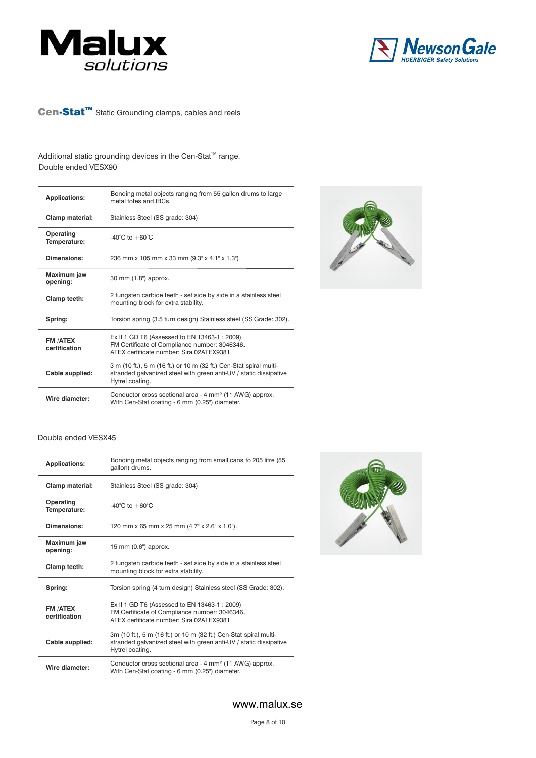# Cen-Stat™ Static Grounding clamps, cables and reels

Additional static grounding devices in the Cen-Stat™ range.

## Double ended VESX90

| | |
|---|---|
| **Applications:** | Bonding metal objects ranging from 55 gallon drums to large metal totes and IBCs. |
| **Clamp material:** | Stainless Steel (SS grade: 304) |
| **Operating Temperature:** | -40°C to +60°C |
| **Dimensions:** | 236 mm x 105 mm x 33 mm (9.3" x 4.1" x 1.3") |
| **Maximum jaw opening:** | 30 mm (1.8") approx. |
| **Clamp teeth:** | 2 tungsten carbide teeth - set side by side in a stainless steel mounting block for extra stability. |
| **Spring:** | Torsion spring (3.5 turn design) Stainless steel (SS Grade: 302). |
| **FM /ATEX certification** | Ex II 1 GD T6 (Assessed to EN 13463-1 : 2009) FM Certificate of Compliance number: 3046346. ATEX certificate number: Sira 02ATEX9381 |
| **Cable supplied:** | 3 m (10 ft.), 5 m (16 ft.) or 10 m (32 ft.) Cen-Stat spiral multi-stranded galvanized steel with green anti-UV / static dissipative Hytrel coating. |
| **Wire diameter:** | Conductor cross sectional area - 4 mm² (11 AWG) approx. With Cen-Stat coating - 6 mm (0.25") diameter. |

## Double ended VESX45

| | |
|---|---|
| **Applications:** | Bonding metal objects ranging from small cans to 205 litre (55 gallon) drums. |
| **Clamp material:** | Stainless Steel (SS grade: 304) |
| **Operating Temperature:** | -40°C to +60°C |
| **Dimensions:** | 120 mm x 65 mm x 25 mm (4.7" x 2.6" x 1.0"). |
| **Maximum jaw opening:** | 15 mm (0.6") approx. |
| **Clamp teeth:** | 2 tungsten carbide teeth - set side by side in a stainless steel mounting block for extra stability. |
| **Spring:** | Torsion spring (4 turn design) Stainless steel (SS Grade: 302). |
| **FM /ATEX certification** | Ex II 1 GD T6 (Assessed to EN 13463-1 : 2009) FM Certificate of Compliance number: 3046346. ATEX certificate number: Sira 02ATEX9381 |
| **Cable supplied:** | 3m (10 ft.), 5 m (16 ft.) or 10 m (32 ft.) Cen-Stat spiral multi-stranded galvanized steel with green anti-UV / static dissipative Hytrel coating. |
| **Wire diameter:** | Conductor cross sectional area - 4 mm² (11 AWG) approx. With Cen-Stat coating - 6 mm (0.25") diameter. |

www.malux.se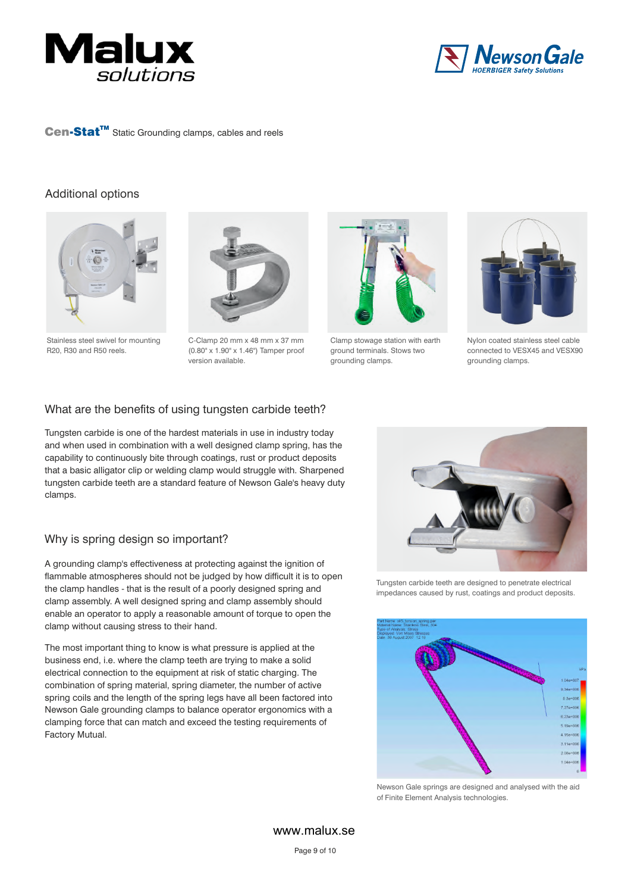**Cen-Stat™** Static Grounding clamps, cables and reels

## Additional options

Stainless steel swivel for mounting R20, R30 and R50 reels.

C-Clamp 20 mm x 48 mm x 37 mm (0.80" x 1.90" x 1.46") Tamper proof version available.

Clamp stowage station with earth ground terminals. Stows two grounding clamps.

Nylon coated stainless steel cable connected to VESX45 and VESX90 grounding clamps.

## What are the benefits of using tungsten carbide teeth?

Tungsten carbide is one of the hardest materials in use in industry today and when used in combination with a well designed clamp spring, has the capability to continuously bite through coatings, rust or product deposits that a basic alligator clip or welding clamp would struggle with. Sharpened tungsten carbide teeth are a standard feature of Newson Gale's heavy duty clamps.

Tungsten carbide teeth are designed to penetrate electrical impedances caused by rust, coatings and product deposits.

## Why is spring design so important?

A grounding clamp's effectiveness at protecting against the ignition of flammable atmospheres should not be judged by how difficult it is to open the clamp handles - that is the result of a poorly designed spring and clamp assembly. A well designed spring and clamp assembly should enable an operator to apply a reasonable amount of torque to open the clamp without causing stress to their hand.

The most important thing to know is what pressure is applied at the business end, i.e. where the clamp teeth are trying to make a solid electrical connection to the equipment at risk of static charging. The combination of spring material, spring diameter, the number of active spring coils and the length of the spring legs have all been factored into Newson Gale grounding clamps to balance operator ergonomics with a clamping force that can match and exceed the testing requirements of Factory Mutual.

Newson Gale springs are designed and analysed with the aid of Finite Element Analysis technologies.

www.malux.se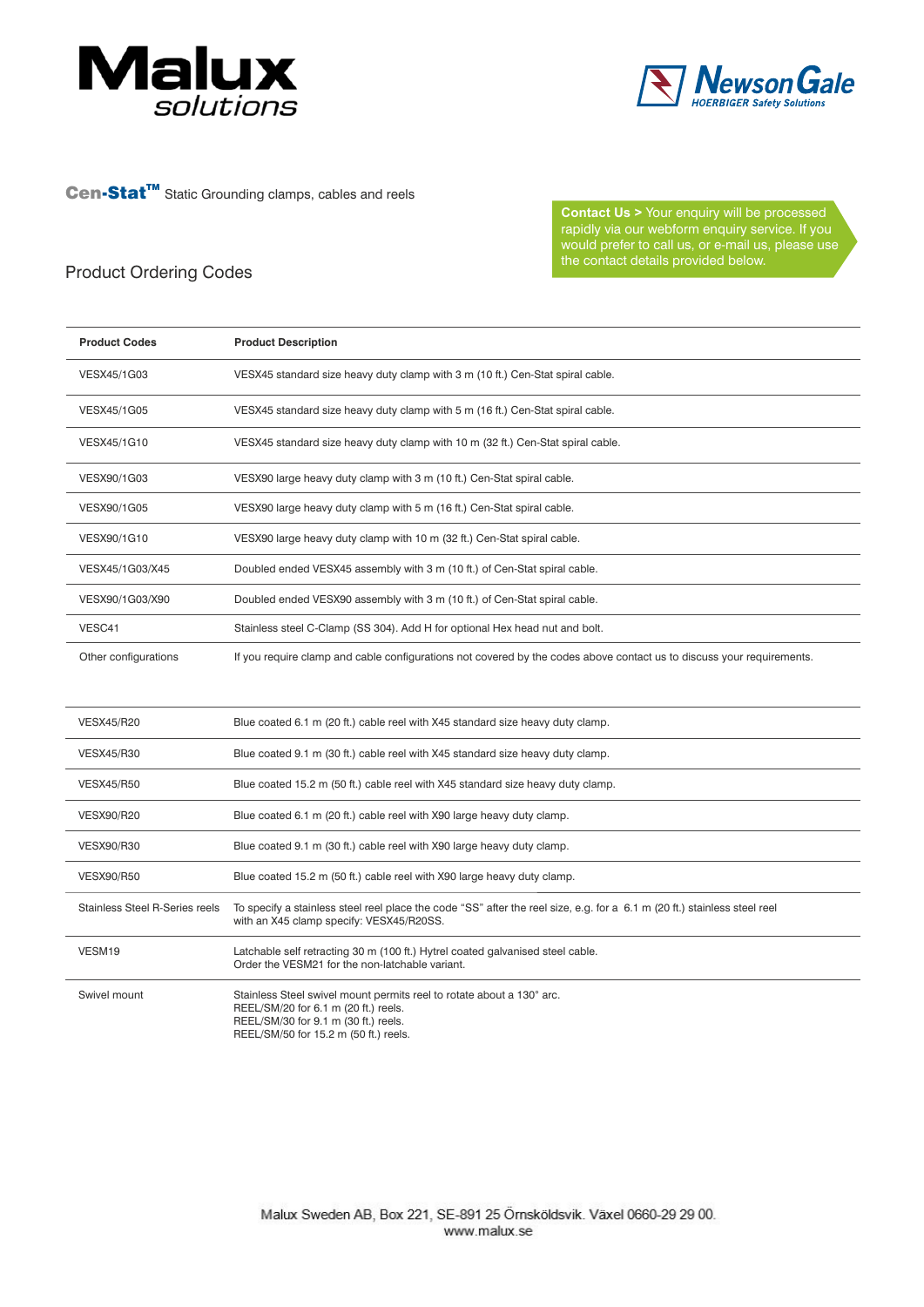**Cen-Stat™** Static Grounding clamps, cables and reels

**Contact Us >** Your enquiry will be processed rapidly via our webform enquiry service. If you would prefer to call us, or e-mail us, please use the contact details provided below.

## Product Ordering Codes

| Product Codes | Product Description |
|---|---|
| VESX45/1G03 | VESX45 standard size heavy duty clamp with 3 m (10 ft.) Cen-Stat spiral cable. |
| VESX45/1G05 | VESX45 standard size heavy duty clamp with 5 m (16 ft.) Cen-Stat spiral cable. |
| VESX45/1G10 | VESX45 standard size heavy duty clamp with 10 m (32 ft.) Cen-Stat spiral cable. |
| VESX90/1G03 | VESX90 large heavy duty clamp with 3 m (10 ft.) Cen-Stat spiral cable. |
| VESX90/1G05 | VESX90 large heavy duty clamp with 5 m (16 ft.) Cen-Stat spiral cable. |
| VESX90/1G10 | VESX90 large heavy duty clamp with 10 m (32 ft.) Cen-Stat spiral cable. |
| VESX45/1G03/X45 | Doubled ended VESX45 assembly with 3 m (10 ft.) of Cen-Stat spiral cable. |
| VESX90/1G03/X90 | Doubled ended VESX90 assembly with 3 m (10 ft.) of Cen-Stat spiral cable. |
| VESC41 | Stainless steel C-Clamp (SS 304). Add H for optional Hex head nut and bolt. |
| Other configurations | If you require clamp and cable configurations not covered by the codes above contact us to discuss your requirements. |

| | |
|---|---|
| VESX45/R20 | Blue coated 6.1 m (20 ft.) cable reel with X45 standard size heavy duty clamp. |
| VESX45/R30 | Blue coated 9.1 m (30 ft.) cable reel with X45 standard size heavy duty clamp. |
| VESX45/R50 | Blue coated 15.2 m (50 ft.) cable reel with X45 standard size heavy duty clamp. |
| VESX90/R20 | Blue coated 6.1 m (20 ft.) cable reel with X90 large heavy duty clamp. |
| VESX90/R30 | Blue coated 9.1 m (30 ft.) cable reel with X90 large heavy duty clamp. |
| VESX90/R50 | Blue coated 15.2 m (50 ft.) cable reel with X90 large heavy duty clamp. |
| Stainless Steel R-Series reels | To specify a stainless steel reel place the code "SS" after the reel size, e.g. for a 6.1 m (20 ft.) stainless steel reel with an X45 clamp specify: VESX45/R20SS. |
| VESM19 | Latchable self retracting 30 m (100 ft.) Hytrel coated galvanised steel cable. Order the VESM21 for the non-latchable variant. |
| Swivel mount | Stainless Steel swivel mount permits reel to rotate about a 130° arc. REEL/SM/20 for 6.1 m (20 ft.) reels. REEL/SM/30 for 9.1 m (30 ft.) reels. REEL/SM/50 for 15.2 m (50 ft.) reels. |

Malux Sweden AB, Box 221, SE-891 25 Örnsköldsvik. Växel 0660-29 29 00.
www.malux.se